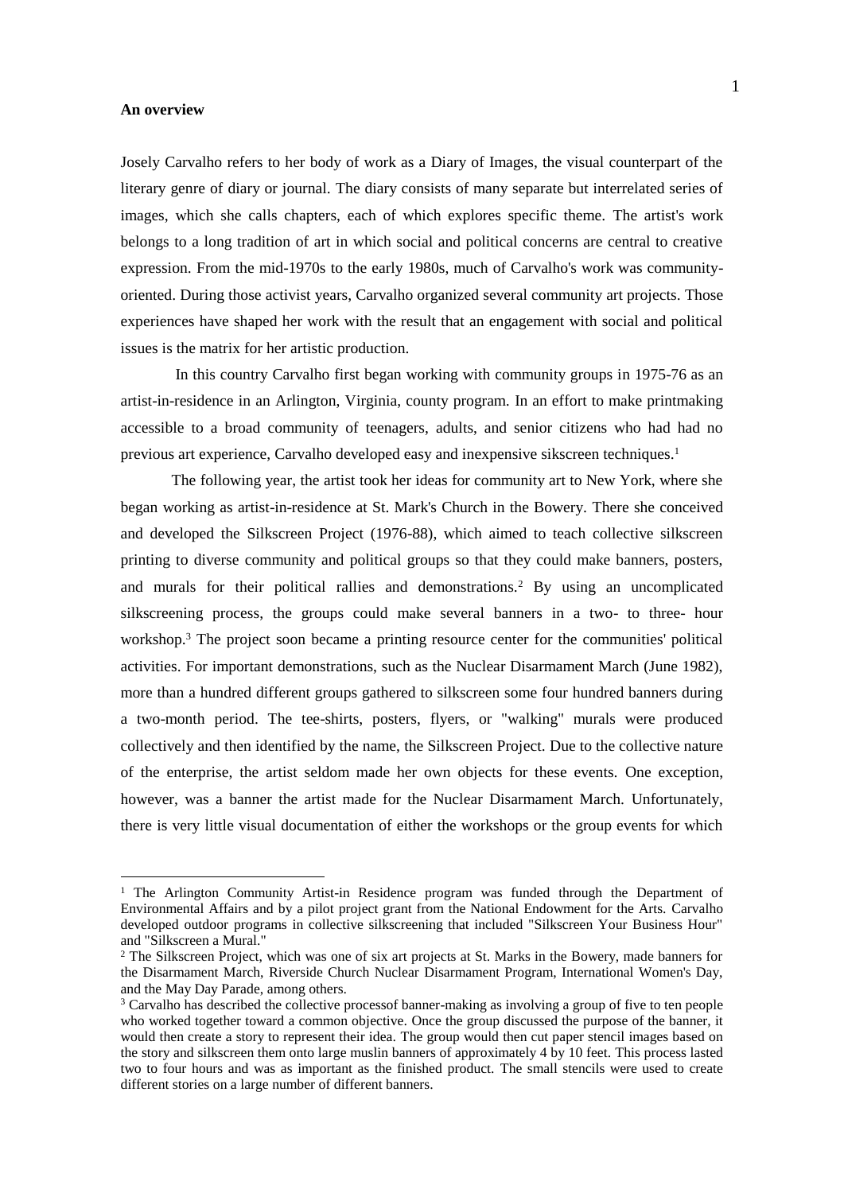**An overview**

Josely Carvalho refers to her body of work as a Diary of Images, the visual counterpart of the literary genre of diary or journal. The diary consists of many separate but interrelated series of images, which she calls chapters, each of which explores specific theme. The artist's work belongs to a long tradition of art in which social and political concerns are central to creative expression. From the mid-1970s to the early 1980s, much of Carvalho's work was community-oriented. During those activist years, Carvalho organized several community art projects. Those experiences have shaped her work with the result that an engagement with social and political issues is the matrix for her artistic production.

In this country Carvalho first began working with community groups in 1975-76 as an artist-in-residence in an Arlington, Virginia, county program. In an effort to make printmaking accessible to a broad community of teenagers, adults, and senior citizens who had had no previous art experience, Carvalho developed easy and inexpensive sikscreen techniques.[1]

The following year, the artist took her ideas for community art to New York, where she began working as artist-in-residence at St. Mark's Church in the Bowery. There she conceived and developed the Silkscreen Project (1976-88), which aimed to teach collective silkscreen printing to diverse community and political groups so that they could make banners, posters, and murals for their political rallies and demonstrations.[2] By using an uncomplicated silkscreening process, the groups could make several banners in a two- to three- hour workshop.[3] The project soon became a printing resource center for the communities' political activities. For important demonstrations, such as the Nuclear Disarmament March (June 1982), more than a hundred different groups gathered to silkscreen some four hundred banners during a two-month period. The tee-shirts, posters, flyers, or "walking" murals were produced collectively and then identified by the name, the Silkscreen Project. Due to the collective nature of the enterprise, the artist seldom made her own objects for these events. One exception, however, was a banner the artist made for the Nuclear Disarmament March. Unfortunately, there is very little visual documentation of either the workshops or the group events for which

---

[1] The Arlington Community Artist-in Residence program was funded through the Department of Environmental Affairs and by a pilot project grant from the National Endowment for the Arts. Carvalho developed outdoor programs in collective silkscreening that included "Silkscreen Your Business Hour" and "Silkscreen a Mural."

[2] The Silkscreen Project, which was one of six art projects at St. Marks in the Bowery, made banners for the Disarmament March, Riverside Church Nuclear Disarmament Program, International Women's Day, and the May Day Parade, among others.

[3] Carvalho has described the collective processof banner-making as involving a group of five to ten people who worked together toward a common objective. Once the group discussed the purpose of the banner, it would then create a story to represent their idea. The group would then cut paper stencil images based on the story and silkscreen them onto large muslin banners of approximately 4 by 10 feet. This process lasted two to four hours and was as important as the finished product. The small stencils were used to create different stories on a large number of different banners.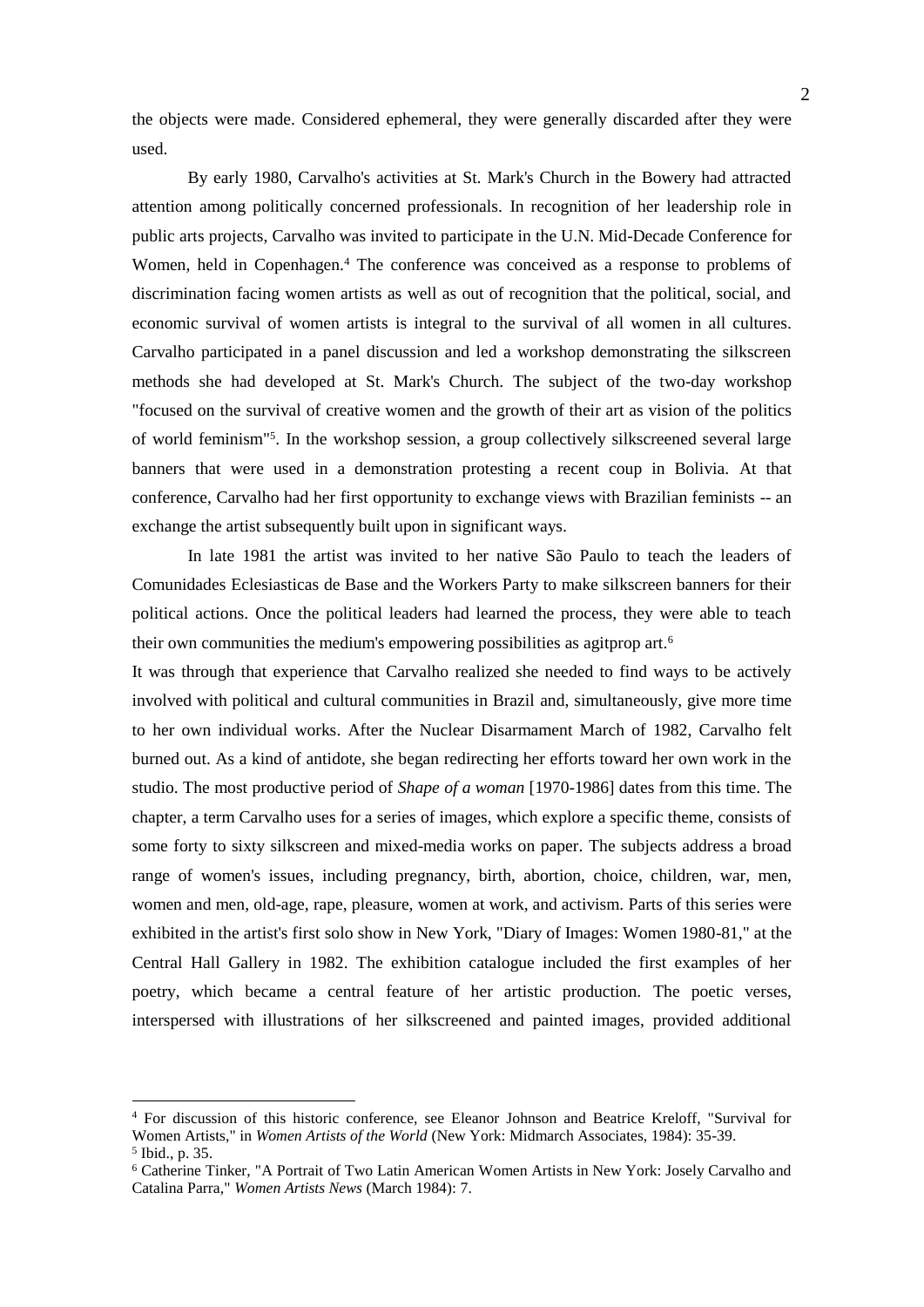the objects were made. Considered ephemeral, they were generally discarded after they were used.

By early 1980, Carvalho's activities at St. Mark's Church in the Bowery had attracted attention among politically concerned professionals. In recognition of her leadership role in public arts projects, Carvalho was invited to participate in the U.N. Mid-Decade Conference for Women, held in Copenhagen.[4] The conference was conceived as a response to problems of discrimination facing women artists as well as out of recognition that the political, social, and economic survival of women artists is integral to the survival of all women in all cultures. Carvalho participated in a panel discussion and led a workshop demonstrating the silkscreen methods she had developed at St. Mark's Church. The subject of the two-day workshop "focused on the survival of creative women and the growth of their art as vision of the politics of world feminism"[5]. In the workshop session, a group collectively silkscreened several large banners that were used in a demonstration protesting a recent coup in Bolivia. At that conference, Carvalho had her first opportunity to exchange views with Brazilian feminists -- an exchange the artist subsequently built upon in significant ways.

In late 1981 the artist was invited to her native São Paulo to teach the leaders of Comunidades Eclesiasticas de Base and the Workers Party to make silkscreen banners for their political actions. Once the political leaders had learned the process, they were able to teach their own communities the medium's empowering possibilities as agitprop art.[6]

It was through that experience that Carvalho realized she needed to find ways to be actively involved with political and cultural communities in Brazil and, simultaneously, give more time to her own individual works. After the Nuclear Disarmament March of 1982, Carvalho felt burned out. As a kind of antidote, she began redirecting her efforts toward her own work in the studio. The most productive period of *Shape of a woman* [1970-1986] dates from this time. The chapter, a term Carvalho uses for a series of images, which explore a specific theme, consists of some forty to sixty silkscreen and mixed-media works on paper. The subjects address a broad range of women's issues, including pregnancy, birth, abortion, choice, children, war, men, women and men, old-age, rape, pleasure, women at work, and activism. Parts of this series were exhibited in the artist's first solo show in New York, "Diary of Images: Women 1980-81," at the Central Hall Gallery in 1982. The exhibition catalogue included the first examples of her poetry, which became a central feature of her artistic production. The poetic verses, interspersed with illustrations of her silkscreened and painted images, provided additional

---

[4] For discussion of this historic conference, see Eleanor Johnson and Beatrice Kreloff, "Survival for Women Artists," in *Women Artists of the World* (New York: Midmarch Associates, 1984): 35-39.

[5] Ibid., p. 35.

[6] Catherine Tinker, "A Portrait of Two Latin American Women Artists in New York: Josely Carvalho and Catalina Parra," *Women Artists News* (March 1984): 7.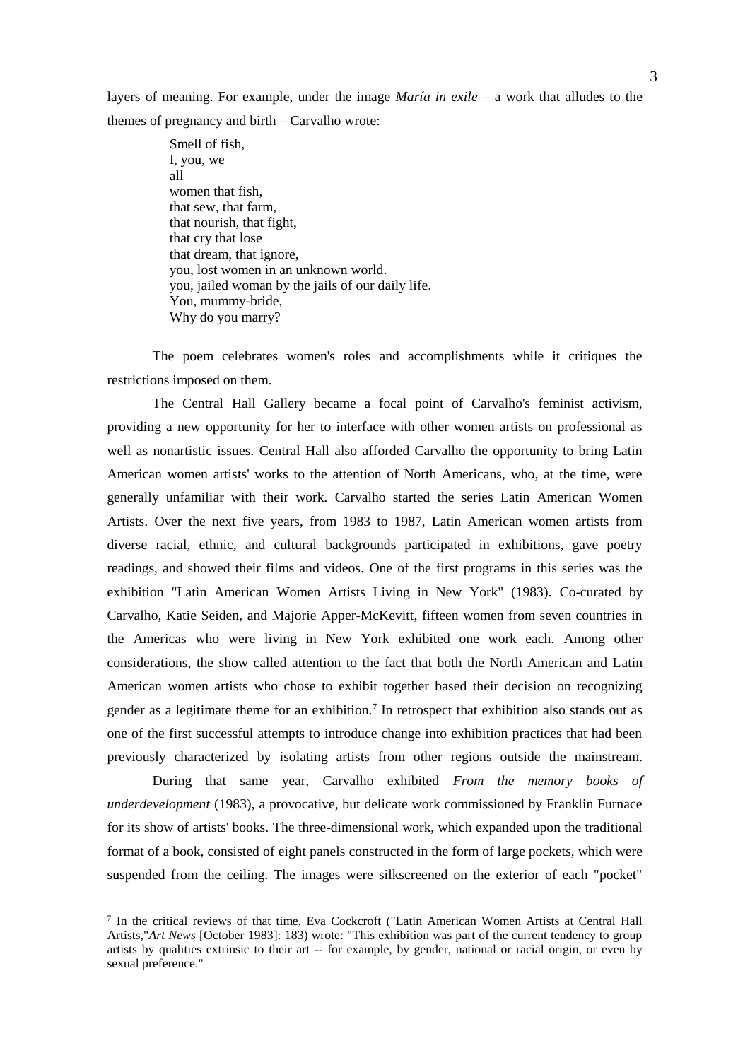layers of meaning. For example, under the image *María in exile* – a work that alludes to the themes of pregnancy and birth – Carvalho wrote:

> Smell of fish,  
> I, you, we  
> all  
> women that fish,  
> that sew, that farm,  
> that nourish, that fight,  
> that cry that lose  
> that dream, that ignore,  
> you, lost women in an unknown world.  
> you, jailed woman by the jails of our daily life.  
> You, mummy-bride,  
> Why do you marry?

The poem celebrates women's roles and accomplishments while it critiques the restrictions imposed on them.

The Central Hall Gallery became a focal point of Carvalho's feminist activism, providing a new opportunity for her to interface with other women artists on professional as well as nonartistic issues. Central Hall also afforded Carvalho the opportunity to bring Latin American women artists' works to the attention of North Americans, who, at the time, were generally unfamiliar with their work. Carvalho started the series Latin American Women Artists. Over the next five years, from 1983 to 1987, Latin American women artists from diverse racial, ethnic, and cultural backgrounds participated in exhibitions, gave poetry readings, and showed their films and videos. One of the first programs in this series was the exhibition "Latin American Women Artists Living in New York" (1983). Co-curated by Carvalho, Katie Seiden, and Majorie Apper-McKevitt, fifteen women from seven countries in the Americas who were living in New York exhibited one work each. Among other considerations, the show called attention to the fact that both the North American and Latin American women artists who chose to exhibit together based their decision on recognizing gender as a legitimate theme for an exhibition.[7] In retrospect that exhibition also stands out as one of the first successful attempts to introduce change into exhibition practices that had been previously characterized by isolating artists from other regions outside the mainstream.

During that same year, Carvalho exhibited *From the memory books of underdevelopment* (1983), a provocative, but delicate work commissioned by Franklin Furnace for its show of artists' books. The three-dimensional work, which expanded upon the traditional format of a book, consisted of eight panels constructed in the form of large pockets, which were suspended from the ceiling. The images were silkscreened on the exterior of each "pocket"

---

[7] In the critical reviews of that time, Eva Cockcroft ("Latin American Women Artists at Central Hall Artists,"*Art News* [October 1983]: 183) wrote: "This exhibition was part of the current tendency to group artists by qualities extrinsic to their art -- for example, by gender, national or racial origin, or even by sexual preference."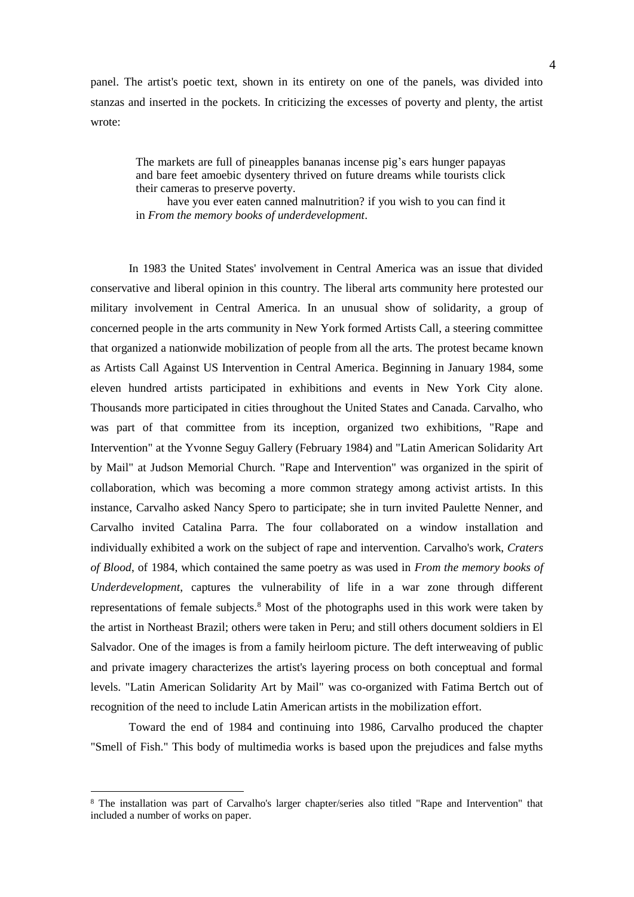panel. The artist's poetic text, shown in its entirety on one of the panels, was divided into stanzas and inserted in the pockets. In criticizing the excesses of poverty and plenty, the artist wrote:

> The markets are full of pineapples bananas incense pig's ears hunger papayas and bare feet amoebic dysentery thrived on future dreams while tourists click their cameras to preserve poverty.
>
> have you ever eaten canned malnutrition? if you wish to you can find it in *From the memory books of underdevelopment*.

In 1983 the United States' involvement in Central America was an issue that divided conservative and liberal opinion in this country. The liberal arts community here protested our military involvement in Central America. In an unusual show of solidarity, a group of concerned people in the arts community in New York formed Artists Call, a steering committee that organized a nationwide mobilization of people from all the arts. The protest became known as Artists Call Against US Intervention in Central America. Beginning in January 1984, some eleven hundred artists participated in exhibitions and events in New York City alone. Thousands more participated in cities throughout the United States and Canada. Carvalho, who was part of that committee from its inception, organized two exhibitions, "Rape and Intervention" at the Yvonne Seguy Gallery (February 1984) and "Latin American Solidarity Art by Mail" at Judson Memorial Church. "Rape and Intervention" was organized in the spirit of collaboration, which was becoming a more common strategy among activist artists. In this instance, Carvalho asked Nancy Spero to participate; she in turn invited Paulette Nenner, and Carvalho invited Catalina Parra. The four collaborated on a window installation and individually exhibited a work on the subject of rape and intervention. Carvalho's work, *Craters of Blood*, of 1984, which contained the same poetry as was used in *From the memory books of Underdevelopment*, captures the vulnerability of life in a war zone through different representations of female subjects.[8] Most of the photographs used in this work were taken by the artist in Northeast Brazil; others were taken in Peru; and still others document soldiers in El Salvador. One of the images is from a family heirloom picture. The deft interweaving of public and private imagery characterizes the artist's layering process on both conceptual and formal levels. "Latin American Solidarity Art by Mail" was co-organized with Fatima Bertch out of recognition of the need to include Latin American artists in the mobilization effort.

Toward the end of 1984 and continuing into 1986, Carvalho produced the chapter "Smell of Fish." This body of multimedia works is based upon the prejudices and false myths

---

[8] The installation was part of Carvalho's larger chapter/series also titled "Rape and Intervention" that included a number of works on paper.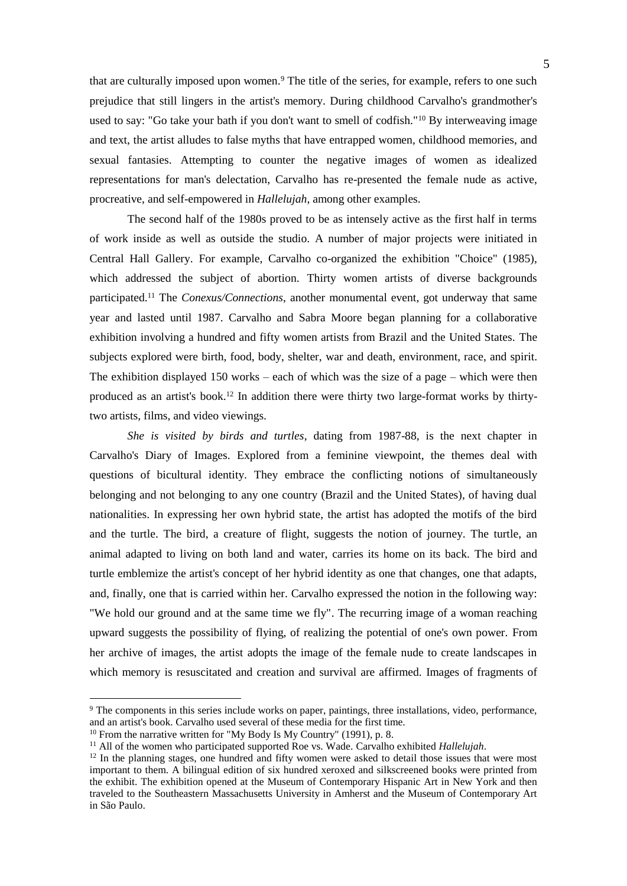that are culturally imposed upon women.[9] The title of the series, for example, refers to one such prejudice that still lingers in the artist's memory. During childhood Carvalho's grandmother's used to say: "Go take your bath if you don't want to smell of codfish."[10] By interweaving image and text, the artist alludes to false myths that have entrapped women, childhood memories, and sexual fantasies. Attempting to counter the negative images of women as idealized representations for man's delectation, Carvalho has re-presented the female nude as active, procreative, and self-empowered in *Hallelujah*, among other examples.

The second half of the 1980s proved to be as intensely active as the first half in terms of work inside as well as outside the studio. A number of major projects were initiated in Central Hall Gallery. For example, Carvalho co-organized the exhibition "Choice" (1985), which addressed the subject of abortion. Thirty women artists of diverse backgrounds participated.[11] The *Conexus/Connections*, another monumental event, got underway that same year and lasted until 1987. Carvalho and Sabra Moore began planning for a collaborative exhibition involving a hundred and fifty women artists from Brazil and the United States. The subjects explored were birth, food, body, shelter, war and death, environment, race, and spirit. The exhibition displayed 150 works – each of which was the size of a page – which were then produced as an artist's book.[12] In addition there were thirty two large-format works by thirty-two artists, films, and video viewings.

*She is visited by birds and turtles*, dating from 1987-88, is the next chapter in Carvalho's Diary of Images. Explored from a feminine viewpoint, the themes deal with questions of bicultural identity. They embrace the conflicting notions of simultaneously belonging and not belonging to any one country (Brazil and the United States), of having dual nationalities. In expressing her own hybrid state, the artist has adopted the motifs of the bird and the turtle. The bird, a creature of flight, suggests the notion of journey. The turtle, an animal adapted to living on both land and water, carries its home on its back. The bird and turtle emblemize the artist's concept of her hybrid identity as one that changes, one that adapts, and, finally, one that is carried within her. Carvalho expressed the notion in the following way: "We hold our ground and at the same time we fly". The recurring image of a woman reaching upward suggests the possibility of flying, of realizing the potential of one's own power. From her archive of images, the artist adopts the image of the female nude to create landscapes in which memory is resuscitated and creation and survival are affirmed. Images of fragments of

---

[9] The components in this series include works on paper, paintings, three installations, video, performance, and an artist's book. Carvalho used several of these media for the first time.

[10] From the narrative written for "My Body Is My Country" (1991), p. 8.

[11] All of the women who participated supported Roe vs. Wade. Carvalho exhibited *Hallelujah*.

[12] In the planning stages, one hundred and fifty women were asked to detail those issues that were most important to them. A bilingual edition of six hundred xeroxed and silkscreened books were printed from the exhibit. The exhibition opened at the Museum of Contemporary Hispanic Art in New York and then traveled to the Southeastern Massachusetts University in Amherst and the Museum of Contemporary Art in São Paulo.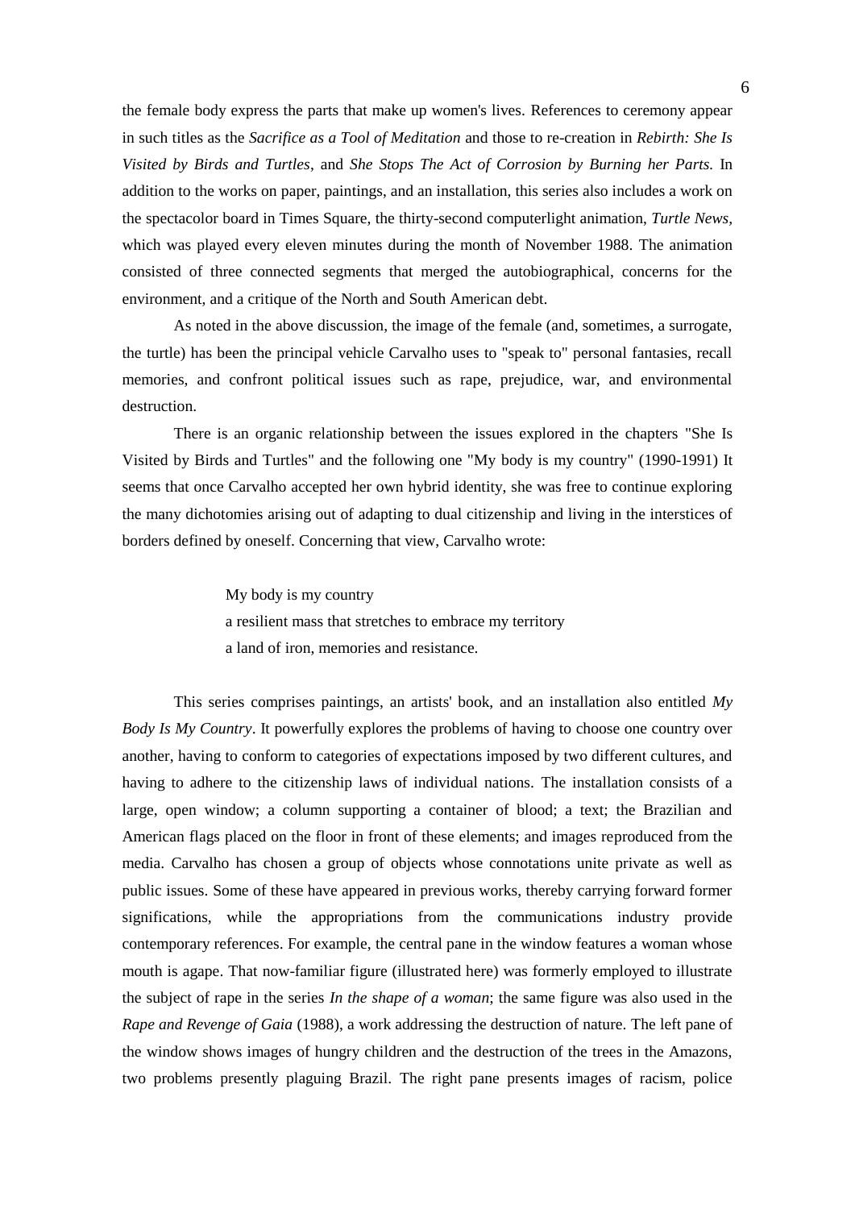the female body express the parts that make up women's lives. References to ceremony appear in such titles as the *Sacrifice as a Tool of Meditation* and those to re-creation in *Rebirth: She Is Visited by Birds and Turtles*, and *She Stops The Act of Corrosion by Burning her Parts.* In addition to the works on paper, paintings, and an installation, this series also includes a work on the spectacolor board in Times Square, the thirty-second computerlight animation, *Turtle News,* which was played every eleven minutes during the month of November 1988. The animation consisted of three connected segments that merged the autobiographical, concerns for the environment, and a critique of the North and South American debt.

As noted in the above discussion, the image of the female (and, sometimes, a surrogate, the turtle) has been the principal vehicle Carvalho uses to "speak to" personal fantasies, recall memories, and confront political issues such as rape, prejudice, war, and environmental destruction.

There is an organic relationship between the issues explored in the chapters "She Is Visited by Birds and Turtles" and the following one "My body is my country" (1990-1991) It seems that once Carvalho accepted her own hybrid identity, she was free to continue exploring the many dichotomies arising out of adapting to dual citizenship and living in the interstices of borders defined by oneself. Concerning that view, Carvalho wrote:

> My body is my country
> a resilient mass that stretches to embrace my territory
> a land of iron, memories and resistance.

This series comprises paintings, an artists' book, and an installation also entitled *My Body Is My Country*. It powerfully explores the problems of having to choose one country over another, having to conform to categories of expectations imposed by two different cultures, and having to adhere to the citizenship laws of individual nations. The installation consists of a large, open window; a column supporting a container of blood; a text; the Brazilian and American flags placed on the floor in front of these elements; and images reproduced from the media. Carvalho has chosen a group of objects whose connotations unite private as well as public issues. Some of these have appeared in previous works, thereby carrying forward former significations, while the appropriations from the communications industry provide contemporary references. For example, the central pane in the window features a woman whose mouth is agape. That now-familiar figure (illustrated here) was formerly employed to illustrate the subject of rape in the series *In the shape of a woman*; the same figure was also used in the *Rape and Revenge of Gaia* (1988), a work addressing the destruction of nature. The left pane of the window shows images of hungry children and the destruction of the trees in the Amazons, two problems presently plaguing Brazil. The right pane presents images of racism, police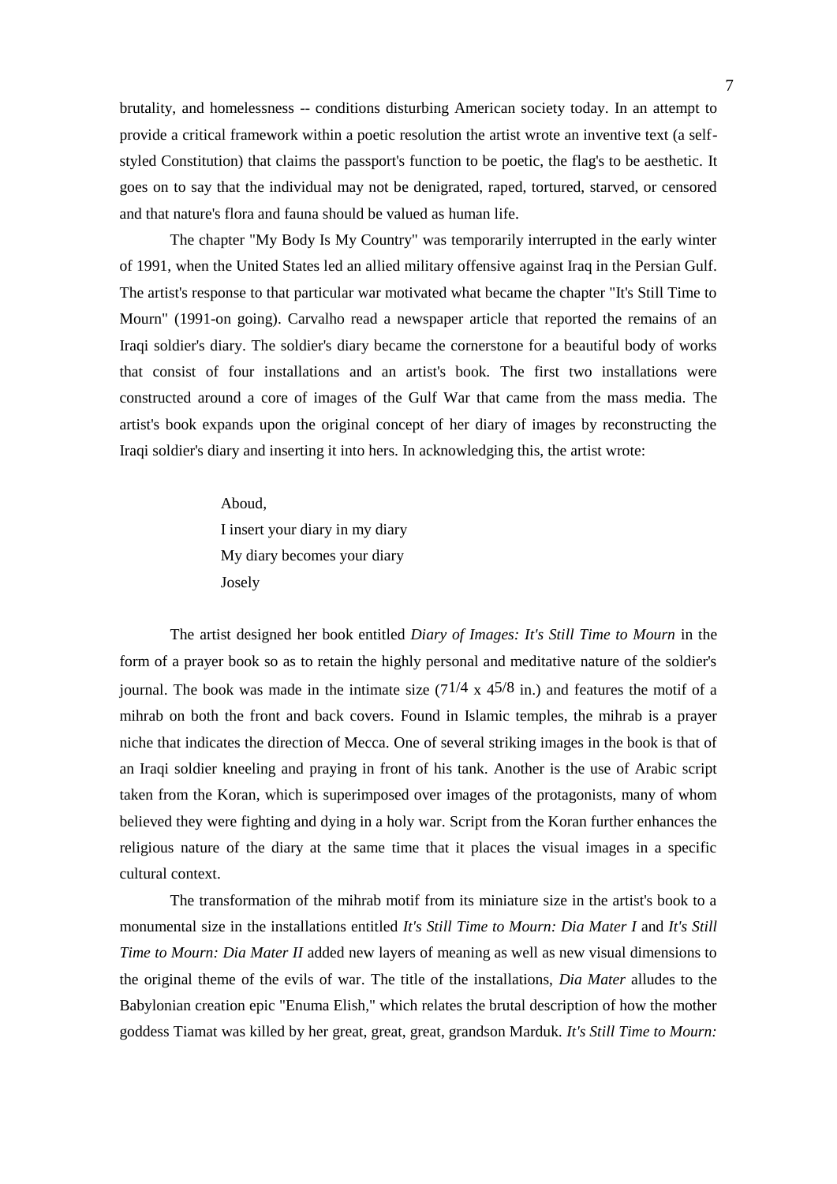brutality, and homelessness -- conditions disturbing American society today. In an attempt to provide a critical framework within a poetic resolution the artist wrote an inventive text (a self-styled Constitution) that claims the passport's function to be poetic, the flag's to be aesthetic. It goes on to say that the individual may not be denigrated, raped, tortured, starved, or censored and that nature's flora and fauna should be valued as human life.

The chapter "My Body Is My Country" was temporarily interrupted in the early winter of 1991, when the United States led an allied military offensive against Iraq in the Persian Gulf. The artist's response to that particular war motivated what became the chapter "It's Still Time to Mourn" (1991-on going). Carvalho read a newspaper article that reported the remains of an Iraqi soldier's diary. The soldier's diary became the cornerstone for a beautiful body of works that consist of four installations and an artist's book. The first two installations were constructed around a core of images of the Gulf War that came from the mass media. The artist's book expands upon the original concept of her diary of images by reconstructing the Iraqi soldier's diary and inserting it into hers. In acknowledging this, the artist wrote:

> Aboud,
> I insert your diary in my diary
> My diary becomes your diary
> Josely

The artist designed her book entitled *Diary of Images: It's Still Time to Mourn* in the form of a prayer book so as to retain the highly personal and meditative nature of the soldier's journal. The book was made in the intimate size (7 1/4 x 4 5/8 in.) and features the motif of a mihrab on both the front and back covers. Found in Islamic temples, the mihrab is a prayer niche that indicates the direction of Mecca. One of several striking images in the book is that of an Iraqi soldier kneeling and praying in front of his tank. Another is the use of Arabic script taken from the Koran, which is superimposed over images of the protagonists, many of whom believed they were fighting and dying in a holy war. Script from the Koran further enhances the religious nature of the diary at the same time that it places the visual images in a specific cultural context.

The transformation of the mihrab motif from its miniature size in the artist's book to a monumental size in the installations entitled *It's Still Time to Mourn: Dia Mater I* and *It's Still Time to Mourn: Dia Mater II* added new layers of meaning as well as new visual dimensions to the original theme of the evils of war. The title of the installations, *Dia Mater* alludes to the Babylonian creation epic "Enuma Elish," which relates the brutal description of how the mother goddess Tiamat was killed by her great, great, great, grandson Marduk. *It's Still Time to Mourn:*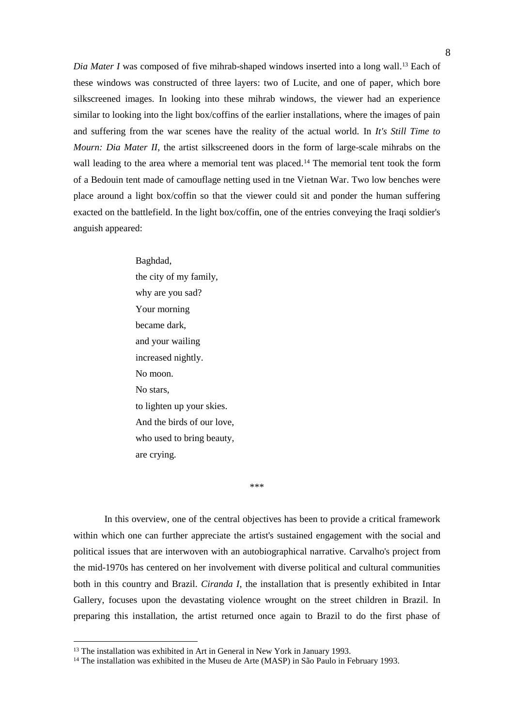*Dia Mater I* was composed of five mihrab-shaped windows inserted into a long wall.[13] Each of these windows was constructed of three layers: two of Lucite, and one of paper, which bore silkscreened images. In looking into these mihrab windows, the viewer had an experience similar to looking into the light box/coffins of the earlier installations, where the images of pain and suffering from the war scenes have the reality of the actual world. In *It's Still Time to Mourn: Dia Mater II*, the artist silkscreened doors in the form of large-scale mihrabs on the wall leading to the area where a memorial tent was placed.[14] The memorial tent took the form of a Bedouin tent made of camouflage netting used in tne Vietnan War. Two low benches were place around a light box/coffin so that the viewer could sit and ponder the human suffering exacted on the battlefield. In the light box/coffin, one of the entries conveying the Iraqi soldier's anguish appeared:

> Baghdad,
> the city of my family,
> why are you sad?
> Your morning
> became dark,
> and your wailing
> increased nightly.
> No moon.
> No stars,
> to lighten up your skies.
> And the birds of our love,
> who used to bring beauty,
> are crying.

\*\*\*

In this overview, one of the central objectives has been to provide a critical framework within which one can further appreciate the artist's sustained engagement with the social and political issues that are interwoven with an autobiographical narrative. Carvalho's project from the mid-1970s has centered on her involvement with diverse political and cultural communities both in this country and Brazil. *Ciranda I*, the installation that is presently exhibited in Intar Gallery, focuses upon the devastating violence wrought on the street children in Brazil. In preparing this installation, the artist returned once again to Brazil to do the first phase of

---

[13] The installation was exhibited in Art in General in New York in January 1993.

[14] The installation was exhibited in the Museu de Arte (MASP) in São Paulo in February 1993.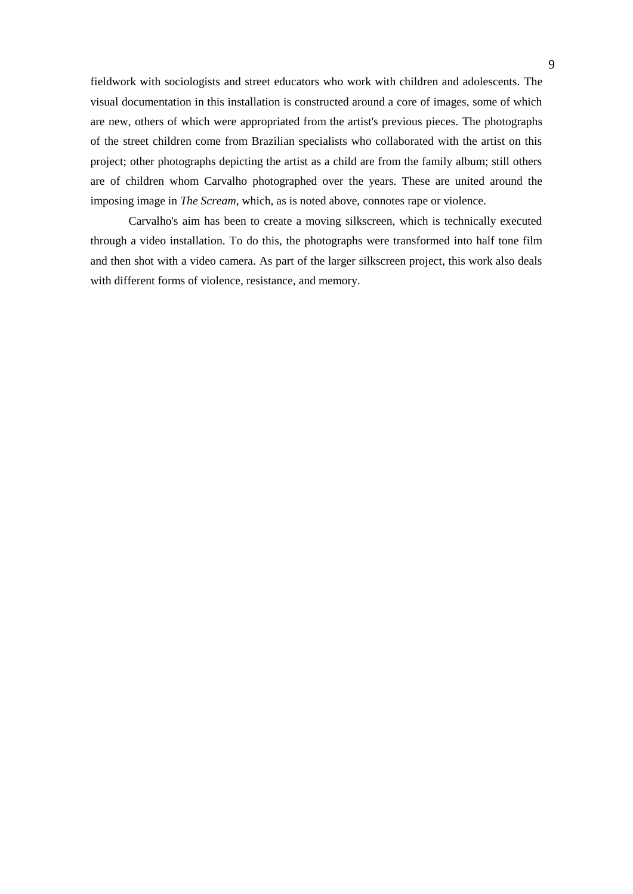fieldwork with sociologists and street educators who work with children and adolescents. The visual documentation in this installation is constructed around a core of images, some of which are new, others of which were appropriated from the artist's previous pieces. The photographs of the street children come from Brazilian specialists who collaborated with the artist on this project; other photographs depicting the artist as a child are from the family album; still others are of children whom Carvalho photographed over the years. These are united around the imposing image in *The Scream*, which, as is noted above, connotes rape or violence.

Carvalho's aim has been to create a moving silkscreen, which is technically executed through a video installation. To do this, the photographs were transformed into half tone film and then shot with a video camera. As part of the larger silkscreen project, this work also deals with different forms of violence, resistance, and memory.